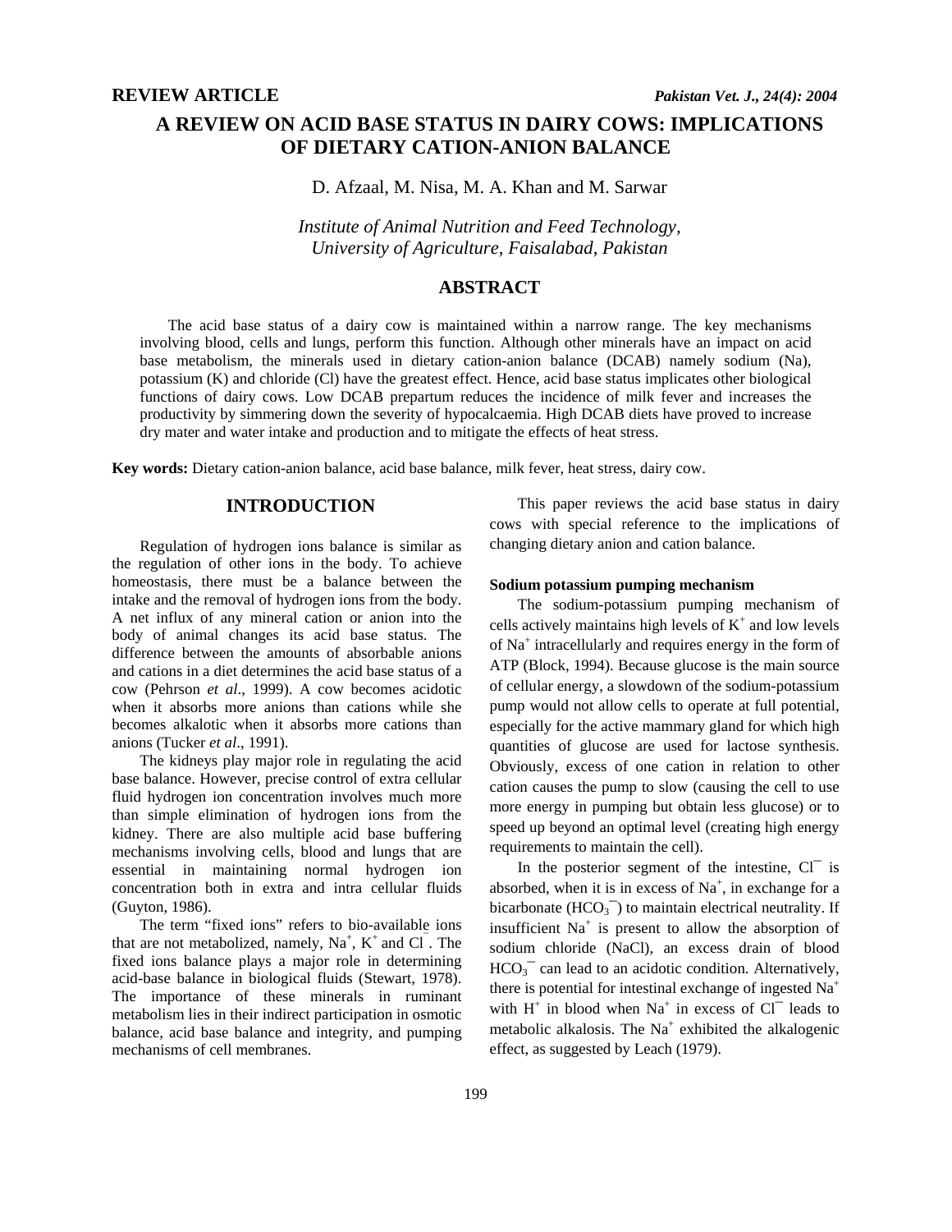**REVIEW ARTICLE**

# A REVIEW ON ACID BASE STATUS IN DAIRY COWS: IMPLICATIONS OF DIETARY CATION-ANION BALANCE

D. Afzaal, M. Nisa, M. A. Khan and M. Sarwar

*Institute of Animal Nutrition and Feed Technology, University of Agriculture, Faisalabad, Pakistan*

## ABSTRACT

The acid base status of a dairy cow is maintained within a narrow range. The key mechanisms involving blood, cells and lungs, perform this function. Although other minerals have an impact on acid base metabolism, the minerals used in dietary cation-anion balance (DCAB) namely sodium (Na), potassium (K) and chloride (Cl) have the greatest effect. Hence, acid base status implicates other biological functions of dairy cows. Low DCAB prepartum reduces the incidence of milk fever and increases the productivity by simmering down the severity of hypocalcaemia. High DCAB diets have proved to increase dry mater and water intake and production and to mitigate the effects of heat stress.

**Key words:** Dietary cation-anion balance, acid base balance, milk fever, heat stress, dairy cow.

## INTRODUCTION

Regulation of hydrogen ions balance is similar as the regulation of other ions in the body. To achieve homeostasis, there must be a balance between the intake and the removal of hydrogen ions from the body. A net influx of any mineral cation or anion into the body of animal changes its acid base status. The difference between the amounts of absorbable anions and cations in a diet determines the acid base status of a cow (Pehrson *et al*., 1999). A cow becomes acidotic when it absorbs more anions than cations while she becomes alkalotic when it absorbs more cations than anions (Tucker *et al*., 1991).

The kidneys play major role in regulating the acid base balance. However, precise control of extra cellular fluid hydrogen ion concentration involves much more than simple elimination of hydrogen ions from the kidney. There are also multiple acid base buffering mechanisms involving cells, blood and lungs that are essential in maintaining normal hydrogen ion concentration both in extra and intra cellular fluids (Guyton, 1986).

The term "fixed ions" refers to bio-available ions that are not metabolized, namely, $Na^+$, $K^+$ and $Cl^-$. The fixed ions balance plays a major role in determining acid-base balance in biological fluids (Stewart, 1978). The importance of these minerals in ruminant metabolism lies in their indirect participation in osmotic balance, acid base balance and integrity, and pumping mechanisms of cell membranes.

This paper reviews the acid base status in dairy cows with special reference to the implications of changing dietary anion and cation balance.

### Sodium potassium pumping mechanism

The sodium-potassium pumping mechanism of cells actively maintains high levels of $K^+$ and low levels of $Na^+$ intracellularly and requires energy in the form of ATP (Block, 1994). Because glucose is the main source of cellular energy, a slowdown of the sodium-potassium pump would not allow cells to operate at full potential, especially for the active mammary gland for which high quantities of glucose are used for lactose synthesis. Obviously, excess of one cation in relation to other cation causes the pump to slow (causing the cell to use more energy in pumping but obtain less glucose) or to speed up beyond an optimal level (creating high energy requirements to maintain the cell).

In the posterior segment of the intestine, $Cl^-$ is absorbed, when it is in excess of $Na^+$, in exchange for a bicarbonate ($HCO_3^-$) to maintain electrical neutrality. If insufficient $Na^+$ is present to allow the absorption of sodium chloride (NaCl), an excess drain of blood $HCO_3^-$ can lead to an acidotic condition. Alternatively, there is potential for intestinal exchange of ingested $Na^+$ with $H^+$ in blood when $Na^+$ in excess of $Cl^-$ leads to metabolic alkalosis. The $Na^+$ exhibited the alkalogenic effect, as suggested by Leach (1979).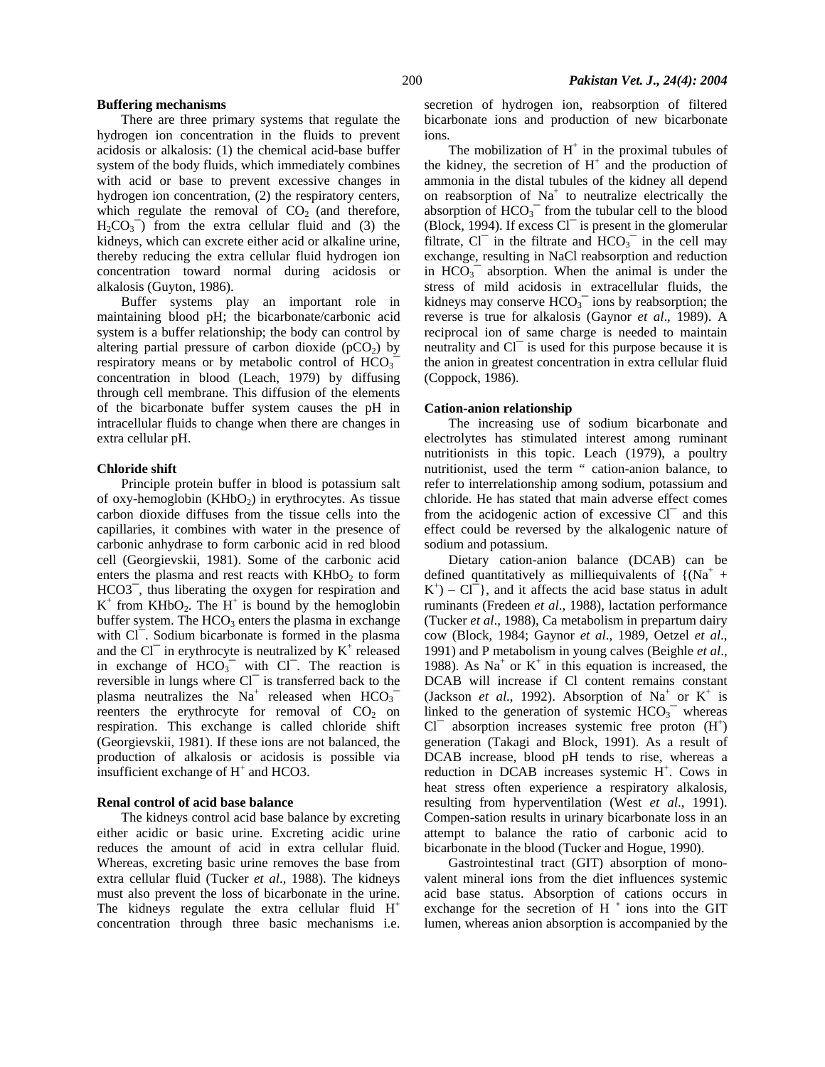**Buffering mechanisms**

There are three primary systems that regulate the hydrogen ion concentration in the fluids to prevent acidosis or alkalosis: (1) the chemical acid-base buffer system of the body fluids, which immediately combines with acid or base to prevent excessive changes in hydrogen ion concentration, (2) the respiratory centers, which regulate the removal of $CO_2$ (and therefore, $H_2CO_3^-$) from the extra cellular fluid and (3) the kidneys, which can excrete either acid or alkaline urine, thereby reducing the extra cellular fluid hydrogen ion concentration toward normal during acidosis or alkalosis (Guyton, 1986).

Buffer systems play an important role in maintaining blood pH; the bicarbonate/carbonic acid system is a buffer relationship; the body can control by altering partial pressure of carbon dioxide ($pCO_2$) by respiratory means or by metabolic control of $HCO_3^-$ concentration in blood (Leach, 1979) by diffusing through cell membrane. This diffusion of the elements of the bicarbonate buffer system causes the pH in intracellular fluids to change when there are changes in extra cellular pH.

**Chloride shift**

Principle protein buffer in blood is potassium salt of oxy-hemoglobin ($KHbO_2$) in erythrocytes. As tissue carbon dioxide diffuses from the tissue cells into the capillaries, it combines with water in the presence of carbonic anhydrase to form carbonic acid in red blood cell (Georgievskii, 1981). Some of the carbonic acid enters the plasma and rest reacts with $KHbO_2$ to form $HCO3^-$, thus liberating the oxygen for respiration and $K^+$ from $KHbO_2$. The $H^+$ is bound by the hemoglobin buffer system. The $HCO_3$ enters the plasma in exchange with $Cl^-$. Sodium bicarbonate is formed in the plasma and the $Cl^-$ in erythrocyte is neutralized by $K^+$ released in exchange of $HCO_3^-$ with $Cl^-$. The reaction is reversible in lungs where $Cl^-$ is transferred back to the plasma neutralizes the $Na^+$ released when $HCO_3^-$ reenters the erythrocyte for removal of $CO_2$ on respiration. This exchange is called chloride shift (Georgievskii, 1981). If these ions are not balanced, the production of alkalosis or acidosis is possible via insufficient exchange of $H^+$ and HCO3.

**Renal control of acid base balance**

The kidneys control acid base balance by excreting either acidic or basic urine. Excreting acidic urine reduces the amount of acid in extra cellular fluid. Whereas, excreting basic urine removes the base from extra cellular fluid (Tucker *et al*., 1988). The kidneys must also prevent the loss of bicarbonate in the urine. The kidneys regulate the extra cellular fluid $H^+$ concentration through three basic mechanisms i.e. secretion of hydrogen ion, reabsorption of filtered bicarbonate ions and production of new bicarbonate ions.

The mobilization of $H^+$ in the proximal tubules of the kidney, the secretion of $H^+$ and the production of ammonia in the distal tubules of the kidney all depend on reabsorption of $Na^+$ to neutralize electrically the absorption of $HCO_3^-$ from the tubular cell to the blood (Block, 1994). If excess $Cl^-$ is present in the glomerular filtrate, $Cl^-$ in the filtrate and $HCO_3^-$ in the cell may exchange, resulting in NaCl reabsorption and reduction in $HCO_3^-$ absorption. When the animal is under the stress of mild acidosis in extracellular fluids, the kidneys may conserve $HCO_3^-$ ions by reabsorption; the reverse is true for alkalosis (Gaynor *et al*., 1989). A reciprocal ion of same charge is needed to maintain neutrality and $Cl^-$ is used for this purpose because it is the anion in greatest concentration in extra cellular fluid (Coppock, 1986).

**Cation-anion relationship**

The increasing use of sodium bicarbonate and electrolytes has stimulated interest among ruminant nutritionists in this topic. Leach (1979), a poultry nutritionist, used the term " cation-anion balance, to refer to interrelationship among sodium, potassium and chloride. He has stated that main adverse effect comes from the acidogenic action of excessive $Cl^-$ and this effect could be reversed by the alkalogenic nature of sodium and potassium.

Dietary cation-anion balance (DCAB) can be defined quantitatively as milliequivalents of $\{(Na^+ + K^+) - Cl^-\}$, and it affects the acid base status in adult ruminants (Fredeen *et al*., 1988), lactation performance (Tucker *et al*., 1988), Ca metabolism in prepartum dairy cow (Block, 1984; Gaynor *et al*., 1989, Oetzel *et al*., 1991) and P metabolism in young calves (Beighle *et al*., 1988). As $Na^+$ or $K^+$ in this equation is increased, the DCAB will increase if Cl content remains constant (Jackson *et al*., 1992). Absorption of $Na^+$ or $K^+$ is linked to the generation of systemic $HCO_3^-$ whereas $Cl^-$ absorption increases systemic free proton ($H^+$) generation (Takagi and Block, 1991). As a result of DCAB increase, blood pH tends to rise, whereas a reduction in DCAB increases systemic $H^+$. Cows in heat stress often experience a respiratory alkalosis, resulting from hyperventilation (West *et al*., 1991). Compen-sation results in urinary bicarbonate loss in an attempt to balance the ratio of carbonic acid to bicarbonate in the blood (Tucker and Hogue, 1990).

Gastrointestinal tract (GIT) absorption of mono-valent mineral ions from the diet influences systemic acid base status. Absorption of cations occurs in exchange for the secretion of $H^+$ ions into the GIT lumen, whereas anion absorption is accompanied by the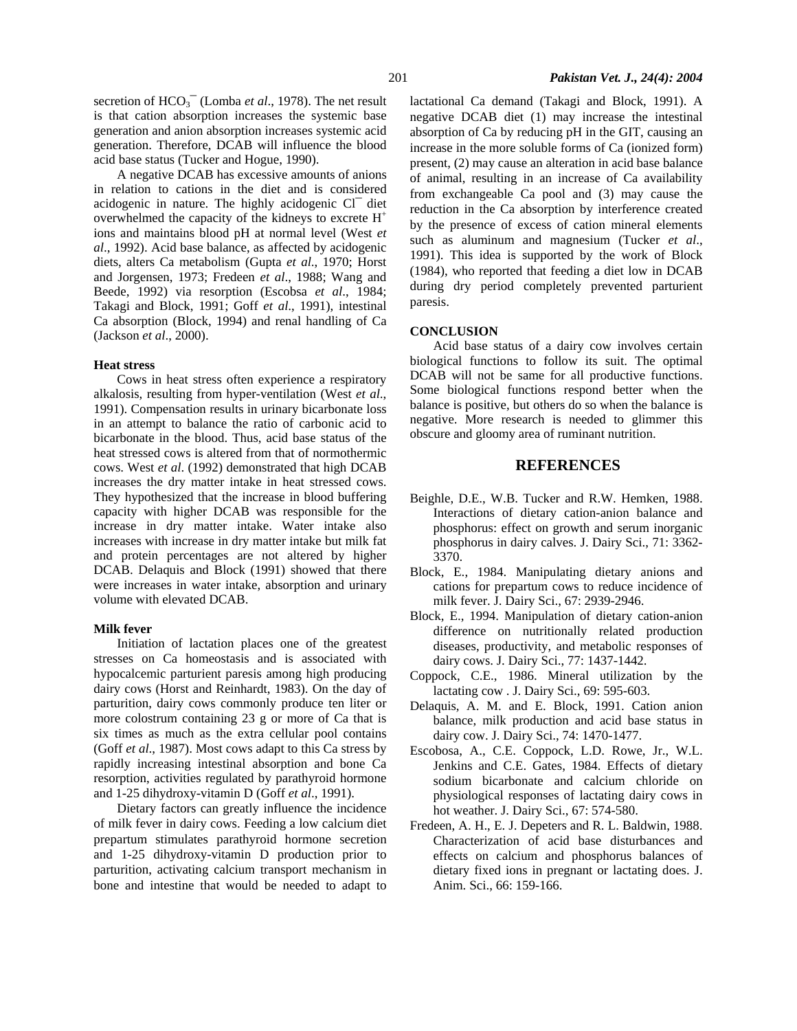secretion of $HCO_3^-$ (Lomba *et al*., 1978). The net result is that cation absorption increases the systemic base generation and anion absorption increases systemic acid generation. Therefore, DCAB will influence the blood acid base status (Tucker and Hogue, 1990).

A negative DCAB has excessive amounts of anions in relation to cations in the diet and is considered acidogenic in nature. The highly acidogenic $Cl^-$ diet overwhelmed the capacity of the kidneys to excrete $H^+$ ions and maintains blood pH at normal level (West *et al*., 1992). Acid base balance, as affected by acidogenic diets, alters Ca metabolism (Gupta *et al*., 1970; Horst and Jorgensen, 1973; Fredeen *et al*., 1988; Wang and Beede, 1992) via resorption (Escobsa *et al*., 1984; Takagi and Block, 1991; Goff *et al*., 1991), intestinal Ca absorption (Block, 1994) and renal handling of Ca (Jackson *et al*., 2000).

### Heat stress

Cows in heat stress often experience a respiratory alkalosis, resulting from hyper-ventilation (West *et al*., 1991). Compensation results in urinary bicarbonate loss in an attempt to balance the ratio of carbonic acid to bicarbonate in the blood. Thus, acid base status of the heat stressed cows is altered from that of normothermic cows. West *et al*. (1992) demonstrated that high DCAB increases the dry matter intake in heat stressed cows. They hypothesized that the increase in blood buffering capacity with higher DCAB was responsible for the increase in dry matter intake. Water intake also increases with increase in dry matter intake but milk fat and protein percentages are not altered by higher DCAB. Delaquis and Block (1991) showed that there were increases in water intake, absorption and urinary volume with elevated DCAB.

### Milk fever

Initiation of lactation places one of the greatest stresses on Ca homeostasis and is associated with hypocalcemic parturient paresis among high producing dairy cows (Horst and Reinhardt, 1983). On the day of parturition, dairy cows commonly produce ten liter or more colostrum containing 23 g or more of Ca that is six times as much as the extra cellular pool contains (Goff *et al*., 1987). Most cows adapt to this Ca stress by rapidly increasing intestinal absorption and bone Ca resorption, activities regulated by parathyroid hormone and 1-25 dihydroxy-vitamin D (Goff *et al*., 1991).

Dietary factors can greatly influence the incidence of milk fever in dairy cows. Feeding a low calcium diet prepartum stimulates parathyroid hormone secretion and 1-25 dihydroxy-vitamin D production prior to parturition, activating calcium transport mechanism in bone and intestine that would be needed to adapt to lactational Ca demand (Takagi and Block, 1991). A negative DCAB diet (1) may increase the intestinal absorption of Ca by reducing pH in the GIT, causing an increase in the more soluble forms of Ca (ionized form) present, (2) may cause an alteration in acid base balance of animal, resulting in an increase of Ca availability from exchangeable Ca pool and (3) may cause the reduction in the Ca absorption by interference created by the presence of excess of cation mineral elements such as aluminum and magnesium (Tucker *et al*., 1991). This idea is supported by the work of Block (1984), who reported that feeding a diet low in DCAB during dry period completely prevented parturient paresis.

### CONCLUSION

Acid base status of a dairy cow involves certain biological functions to follow its suit. The optimal DCAB will not be same for all productive functions. Some biological functions respond better when the balance is positive, but others do so when the balance is negative. More research is needed to glimmer this obscure and gloomy area of ruminant nutrition.

## REFERENCES

Beighle, D.E., W.B. Tucker and R.W. Hemken, 1988. Interactions of dietary cation-anion balance and phosphorus: effect on growth and serum inorganic phosphorus in dairy calves. J. Dairy Sci., 71: 3362-3370.

Block, E., 1984. Manipulating dietary anions and cations for prepartum cows to reduce incidence of milk fever. J. Dairy Sci., 67: 2939-2946.

Block, E., 1994. Manipulation of dietary cation-anion difference on nutritionally related production diseases, productivity, and metabolic responses of dairy cows. J. Dairy Sci., 77: 1437-1442.

Coppock, C.E., 1986. Mineral utilization by the lactating cow . J. Dairy Sci., 69: 595-603.

Delaquis, A. M. and E. Block, 1991. Cation anion balance, milk production and acid base status in dairy cow. J. Dairy Sci., 74: 1470-1477.

Escobosa, A., C.E. Coppock, L.D. Rowe, Jr., W.L. Jenkins and C.E. Gates, 1984. Effects of dietary sodium bicarbonate and calcium chloride on physiological responses of lactating dairy cows in hot weather. J. Dairy Sci., 67: 574-580.

Fredeen, A. H., E. J. Depeters and R. L. Baldwin, 1988. Characterization of acid base disturbances and effects on calcium and phosphorus balances of dietary fixed ions in pregnant or lactating does. J. Anim. Sci., 66: 159-166.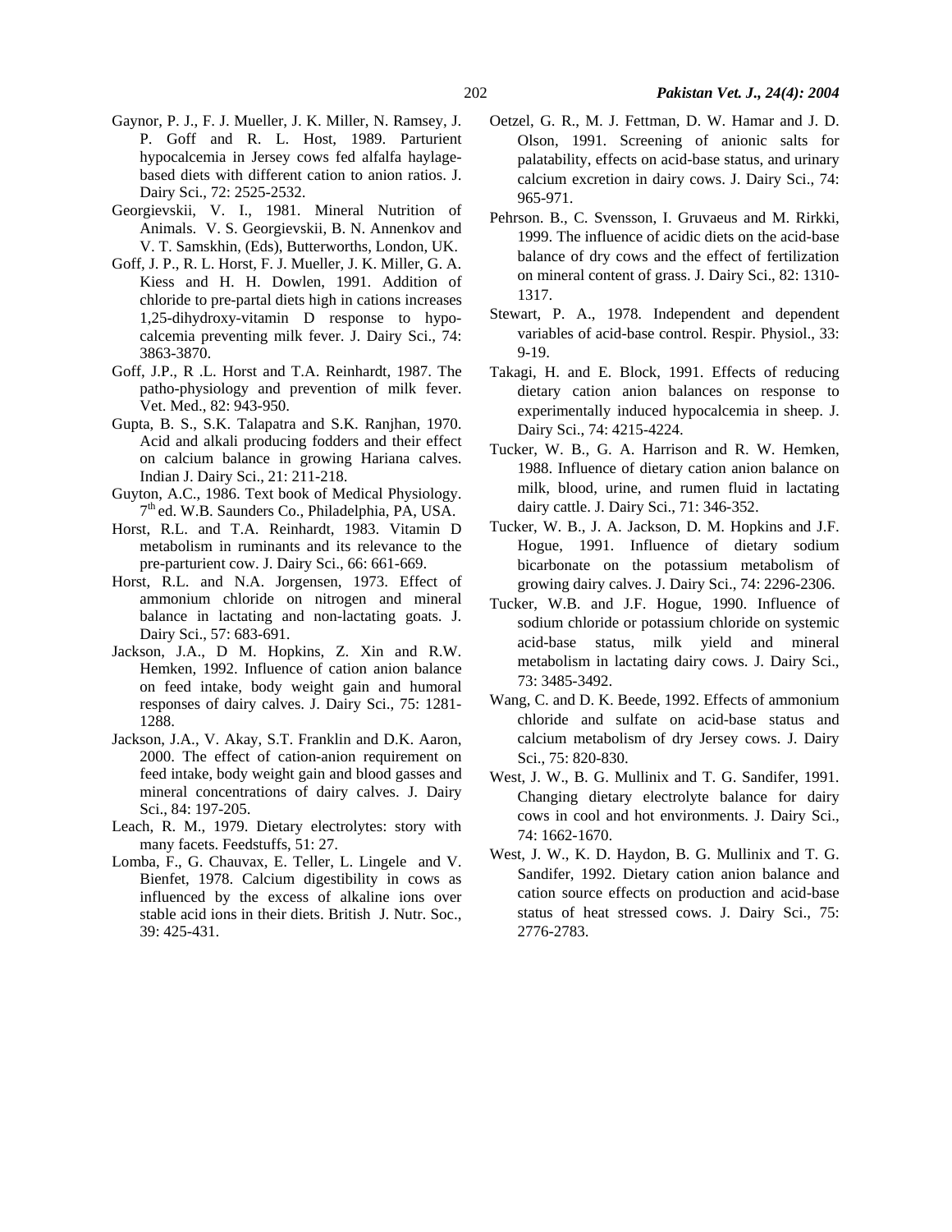Gaynor, P. J., F. J. Mueller, J. K. Miller, N. Ramsey, J. P. Goff and R. L. Host, 1989. Parturient hypocalcemia in Jersey cows fed alfalfa haylage-based diets with different cation to anion ratios. J. Dairy Sci., 72: 2525-2532.

Georgievskii, V. I., 1981. Mineral Nutrition of Animals. V. S. Georgievskii, B. N. Annenkov and V. T. Samskhin, (Eds), Butterworths, London, UK.

Goff, J. P., R. L. Horst, F. J. Mueller, J. K. Miller, G. A. Kiess and H. H. Dowlen, 1991. Addition of chloride to pre-partal diets high in cations increases 1,25-dihydroxy-vitamin D response to hypo-calcemia preventing milk fever. J. Dairy Sci., 74: 3863-3870.

Goff, J.P., R .L. Horst and T.A. Reinhardt, 1987. The patho-physiology and prevention of milk fever. Vet. Med., 82: 943-950.

Gupta, B. S., S.K. Talapatra and S.K. Ranjhan, 1970. Acid and alkali producing fodders and their effect on calcium balance in growing Hariana calves. Indian J. Dairy Sci., 21: 211-218.

Guyton, A.C., 1986. Text book of Medical Physiology. 7th ed. W.B. Saunders Co., Philadelphia, PA, USA.

Horst, R.L. and T.A. Reinhardt, 1983. Vitamin D metabolism in ruminants and its relevance to the pre-parturient cow. J. Dairy Sci., 66: 661-669.

Horst, R.L. and N.A. Jorgensen, 1973. Effect of ammonium chloride on nitrogen and mineral balance in lactating and non-lactating goats. J. Dairy Sci., 57: 683-691.

Jackson, J.A., D M. Hopkins, Z. Xin and R.W. Hemken, 1992. Influence of cation anion balance on feed intake, body weight gain and humoral responses of dairy calves. J. Dairy Sci., 75: 1281-1288.

Jackson, J.A., V. Akay, S.T. Franklin and D.K. Aaron, 2000. The effect of cation-anion requirement on feed intake, body weight gain and blood gasses and mineral concentrations of dairy calves. J. Dairy Sci., 84: 197-205.

Leach, R. M., 1979. Dietary electrolytes: story with many facets. Feedstuffs, 51: 27.

Lomba, F., G. Chauvax, E. Teller, L. Lingele and V. Bienfet, 1978. Calcium digestibility in cows as influenced by the excess of alkaline ions over stable acid ions in their diets. British J. Nutr. Soc., 39: 425-431.

Oetzel, G. R., M. J. Fettman, D. W. Hamar and J. D. Olson, 1991. Screening of anionic salts for palatability, effects on acid-base status, and urinary calcium excretion in dairy cows. J. Dairy Sci., 74: 965-971.

Pehrson. B., C. Svensson, I. Gruvaeus and M. Rirkki, 1999. The influence of acidic diets on the acid-base balance of dry cows and the effect of fertilization on mineral content of grass. J. Dairy Sci., 82: 1310-1317.

Stewart, P. A., 1978. Independent and dependent variables of acid-base control. Respir. Physiol., 33: 9-19.

Takagi, H. and E. Block, 1991. Effects of reducing dietary cation anion balances on response to experimentally induced hypocalcemia in sheep. J. Dairy Sci., 74: 4215-4224.

Tucker, W. B., G. A. Harrison and R. W. Hemken, 1988. Influence of dietary cation anion balance on milk, blood, urine, and rumen fluid in lactating dairy cattle. J. Dairy Sci., 71: 346-352.

Tucker, W. B., J. A. Jackson, D. M. Hopkins and J.F. Hogue, 1991. Influence of dietary sodium bicarbonate on the potassium metabolism of growing dairy calves. J. Dairy Sci., 74: 2296-2306.

Tucker, W.B. and J.F. Hogue, 1990. Influence of sodium chloride or potassium chloride on systemic acid-base status, milk yield and mineral metabolism in lactating dairy cows. J. Dairy Sci., 73: 3485-3492.

Wang, C. and D. K. Beede, 1992. Effects of ammonium chloride and sulfate on acid-base status and calcium metabolism of dry Jersey cows. J. Dairy Sci., 75: 820-830.

West, J. W., B. G. Mullinix and T. G. Sandifer, 1991. Changing dietary electrolyte balance for dairy cows in cool and hot environments. J. Dairy Sci., 74: 1662-1670.

West, J. W., K. D. Haydon, B. G. Mullinix and T. G. Sandifer, 1992. Dietary cation anion balance and cation source effects on production and acid-base status of heat stressed cows. J. Dairy Sci., 75: 2776-2783.